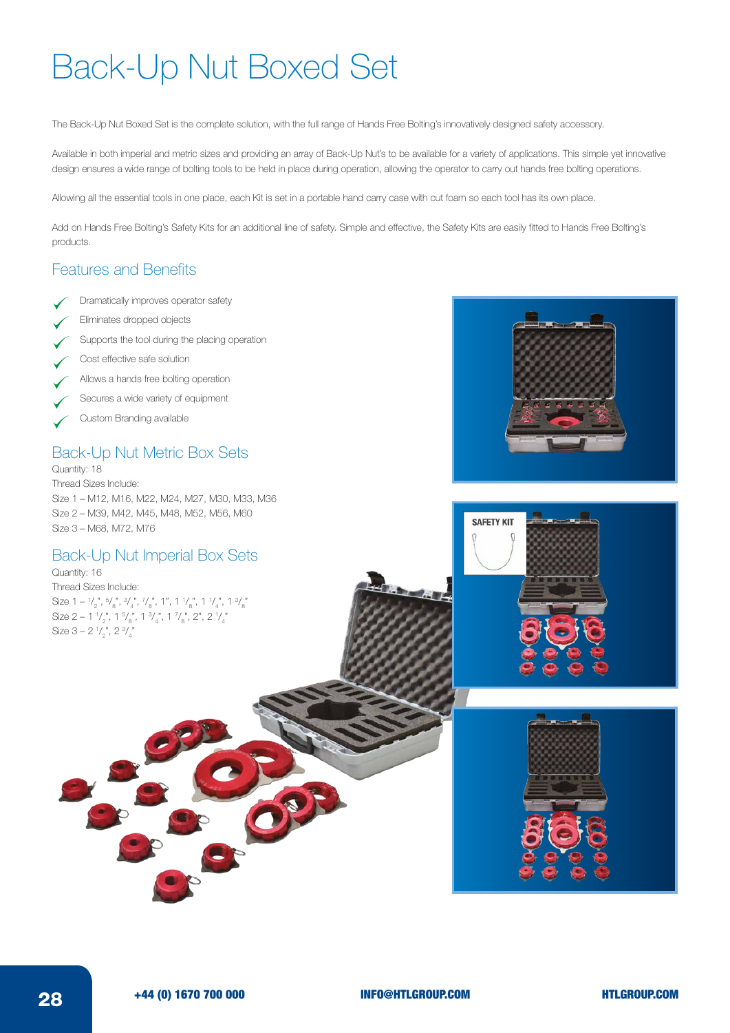# Back-Up Nut Boxed Set

The Back-Up Nut Boxed Set is the complete solution, with the full range of Hands Free Bolting's innovatively designed safety accessory.

Available in both imperial and metric sizes and providing an array of Back-Up Nut's to be available for a variety of applications. This simple yet innovative design ensures a wide range of bolting tools to be held in place during operation, allowing the operator to carry out hands free bolting operations.

Allowing all the essential tools in one place, each Kit is set in a portable hand carry case with cut foam so each tool has its own place.

Add on Hands Free Bolting's Safety Kits for an additional line of safety. Simple and effective, the Safety Kits are easily fitted to Hands Free Bolting's products.

## Features and Benefits

- Dramatically improves operator safety
- Eliminates dropped objects
- Supports the tool during the placing operation
- Cost effective safe solution
- Allows a hands free bolting operation
- Secures a wide variety of equipment
- Custom Branding available

## Back-Up Nut Metric Box Sets

Quantity: 18
Thread Sizes Include:
Size 1 – M12, M16, M22, M24, M27, M30, M33, M36
Size 2 – M39, M42, M45, M48, M52, M56, M60
Size 3 – M68, M72, M76

## Back-Up Nut Imperial Box Sets

Quantity: 16
Thread Sizes Include:
Size 1 – 1/2", 5/8", 3/4", 7/8", 1", 1 1/8", 1 1/4", 1 3/8"
Size 2 – 1 1/2", 1 5/8", 1 3/4", 1 7/8", 2", 2 1/4"
Size 3 – 2 1/2", 2 3/4"

SAFETY KIT

+44 (0) 1670 700 000 INFO@HTLGROUP.COM HTLGROUP.COM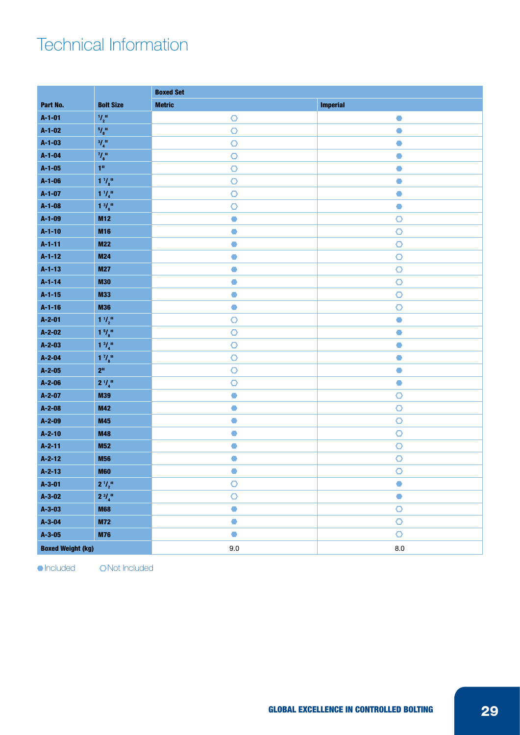# Technical Information

| Part No. | Bolt Size | Boxed Set | |
|---|---|---|---|
| | | Metric | Imperial |
| A-1-01 | $^1/_2$" | ○ | ● |
| A-1-02 | $^5/_8$" | ○ | ● |
| A-1-03 | $^3/_4$" | ○ | ● |
| A-1-04 | $^7/_8$" | ○ | ● |
| A-1-05 | 1" | ○ | ● |
| A-1-06 | 1 $^1/_8$" | ○ | ● |
| A-1-07 | 1 $^1/_4$" | ○ | ● |
| A-1-08 | 1 $^3/_8$" | ○ | ● |
| A-1-09 | M12 | ● | ○ |
| A-1-10 | M16 | ● | ○ |
| A-1-11 | M22 | ● | ○ |
| A-1-12 | M24 | ● | ○ |
| A-1-13 | M27 | ● | ○ |
| A-1-14 | M30 | ● | ○ |
| A-1-15 | M33 | ● | ○ |
| A-1-16 | M36 | ● | ○ |
| A-2-01 | 1 $^1/_2$" | ○ | ● |
| A-2-02 | 1 $^5/_8$" | ○ | ● |
| A-2-03 | 1 $^3/_4$" | ○ | ● |
| A-2-04 | 1 $^7/_8$" | ○ | ● |
| A-2-05 | 2" | ○ | ● |
| A-2-06 | 2 $^1/_4$" | ○ | ● |
| A-2-07 | M39 | ● | ○ |
| A-2-08 | M42 | ● | ○ |
| A-2-09 | M45 | ● | ○ |
| A-2-10 | M48 | ● | ○ |
| A-2-11 | M52 | ● | ○ |
| A-2-12 | M56 | ● | ○ |
| A-2-13 | M60 | ● | ○ |
| A-3-01 | 2 $^1/_2$" | ○ | ● |
| A-3-02 | 2 $^3/_4$" | ○ | ● |
| A-3-03 | M68 | ● | ○ |
| A-3-04 | M72 | ● | ○ |
| A-3-05 | M76 | ● | ○ |
| Boxed Weight (kg) | | 9.0 | 8.0 |

● Included ○ Not Included